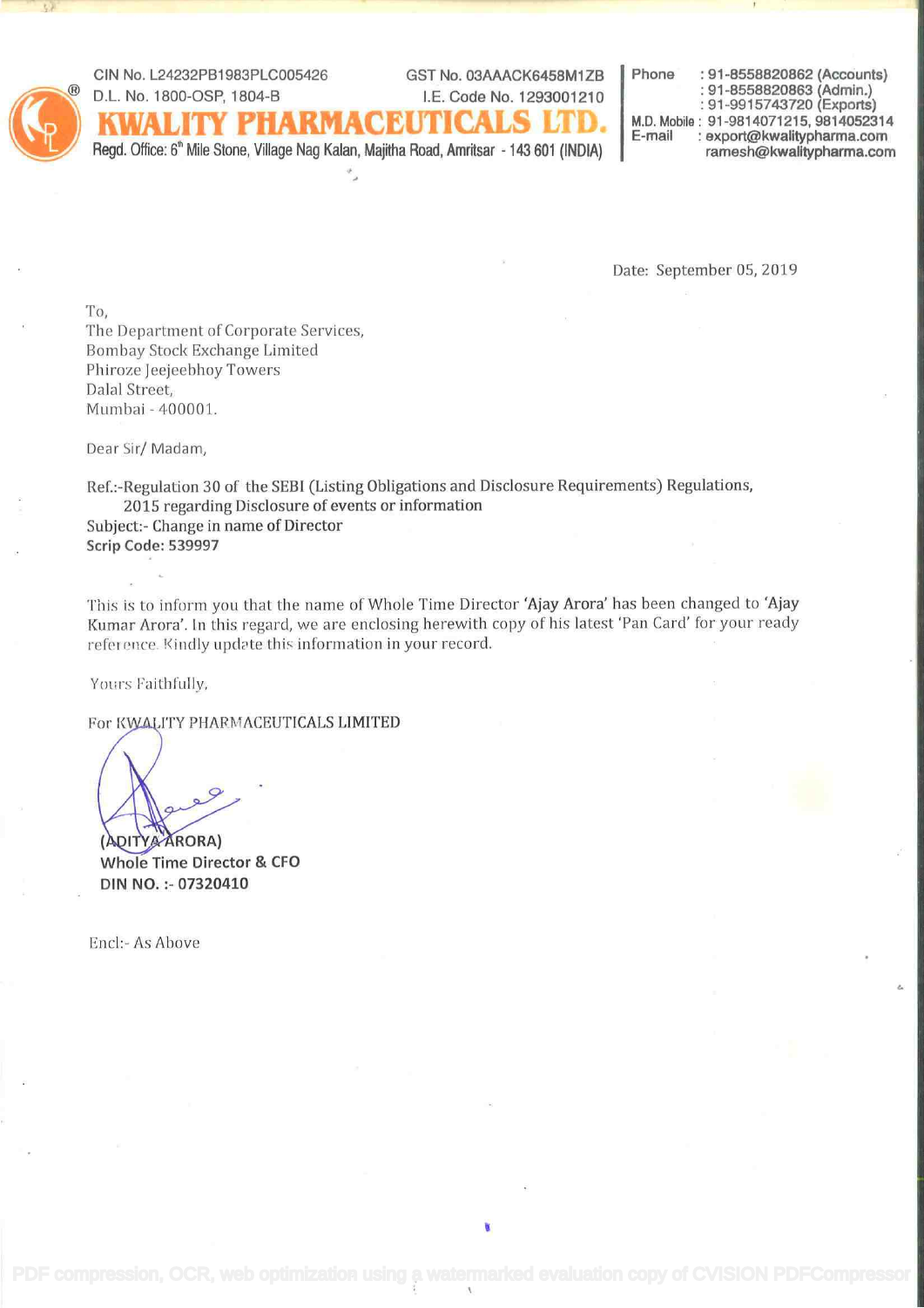CIN No. L24232PB1983PLC005426 GST No. 03AAACK6458M1ZB
D.L. No. 1800-OSP, 1804-B I.E. Code No. 1293001210

# KWALITY PHARMACEUTICALS LTD.

Regd. Office: 6th Mile Stone, Village Nag Kalan, Majitha Road, Amritsar - 143 601 (INDIA)

Phone : 91-8558820862 (Accounts)
: 91-8558820863 (Admin.)
: 91-9915743720 (Exports)
M.D. Mobile : 91-9814071215, 9814052314
E-mail : export@kwalitypharma.com
ramesh@kwalitypharma.com

Date: September 05, 2019

To,
The Department of Corporate Services,
Bombay Stock Exchange Limited
Phiroze Jeejeebhoy Towers
Dalal Street,
Mumbai - 400001.

Dear Sir/ Madam,

Ref.:-Regulation 30 of the SEBI (Listing Obligations and Disclosure Requirements) Regulations, 2015 regarding Disclosure of events or information
Subject:- Change in name of Director
**Scrip Code: 539997**

This is to inform you that the name of Whole Time Director 'Ajay Arora' has been changed to 'Ajay Kumar Arora'. In this regard, we are enclosing herewith copy of his latest 'Pan Card' for your ready reference. Kindly update this information in your record.

Yours Faithfully,

For KWALITY PHARMACEUTICALS LIMITED

**(ADITYA ARORA)**
**Whole Time Director & CFO**
**DIN NO. :- 07320410**

Encl:- As Above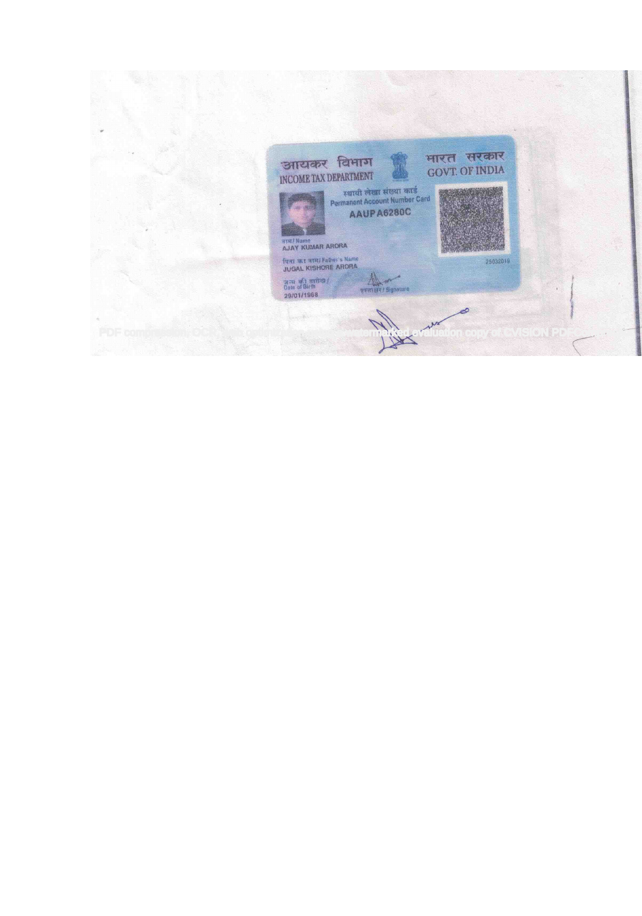आयकर विभाग
INCOME TAX DEPARTMENT

भारत सरकार
GOVT. OF INDIA

स्थायी लेखा संख्या कार्ड
Permanent Account Number Card

AAUPA6280C

नाम / Name
AJAY KUMAR ARORA

पिता का नाम / Father's Name
JUGAL KISHORE ARORA

जन्म की तारीख / Date of Birth
29/01/1968

हस्ताक्षर / Signature

25032019

PDF compression, OCR, web optimization using a watermarked evaluation copy of CVISION PDFCompressor